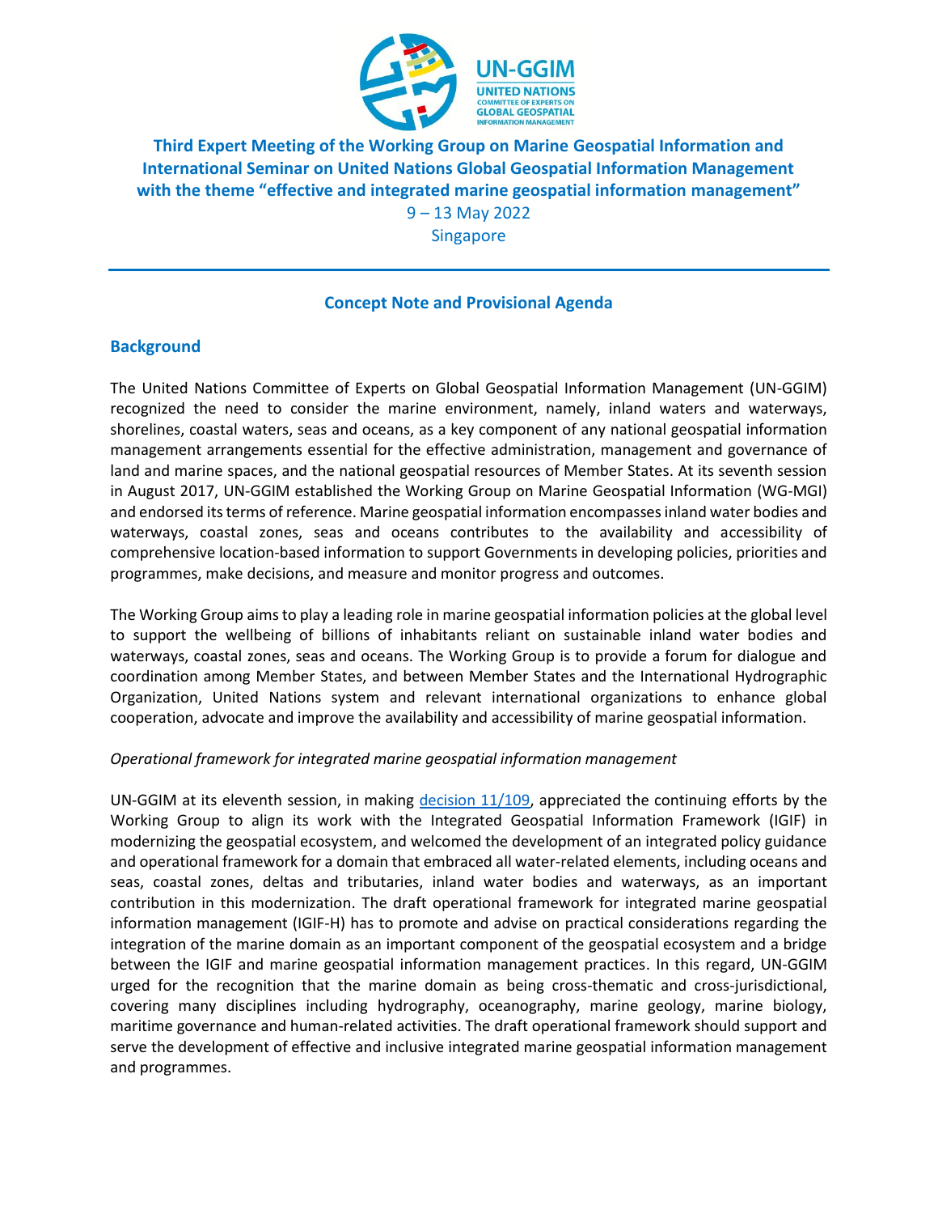# Third Expert Meeting of the Working Group on Marine Geospatial Information and International Seminar on United Nations Global Geospatial Information Management with the theme "effective and integrated marine geospatial information management"

9 – 13 May 2022

Singapore

## Concept Note and Provisional Agenda

## Background

The United Nations Committee of Experts on Global Geospatial Information Management (UN-GGIM) recognized the need to consider the marine environment, namely, inland waters and waterways, shorelines, coastal waters, seas and oceans, as a key component of any national geospatial information management arrangements essential for the effective administration, management and governance of land and marine spaces, and the national geospatial resources of Member States. At its seventh session in August 2017, UN-GGIM established the Working Group on Marine Geospatial Information (WG-MGI) and endorsed its terms of reference. Marine geospatial information encompasses inland water bodies and waterways, coastal zones, seas and oceans contributes to the availability and accessibility of comprehensive location-based information to support Governments in developing policies, priorities and programmes, make decisions, and measure and monitor progress and outcomes.

The Working Group aims to play a leading role in marine geospatial information policies at the global level to support the wellbeing of billions of inhabitants reliant on sustainable inland water bodies and waterways, coastal zones, seas and oceans. The Working Group is to provide a forum for dialogue and coordination among Member States, and between Member States and the International Hydrographic Organization, United Nations system and relevant international organizations to enhance global cooperation, advocate and improve the availability and accessibility of marine geospatial information.

*Operational framework for integrated marine geospatial information management*

UN-GGIM at its eleventh session, in making decision 11/109, appreciated the continuing efforts by the Working Group to align its work with the Integrated Geospatial Information Framework (IGIF) in modernizing the geospatial ecosystem, and welcomed the development of an integrated policy guidance and operational framework for a domain that embraced all water-related elements, including oceans and seas, coastal zones, deltas and tributaries, inland water bodies and waterways, as an important contribution in this modernization. The draft operational framework for integrated marine geospatial information management (IGIF-H) has to promote and advise on practical considerations regarding the integration of the marine domain as an important component of the geospatial ecosystem and a bridge between the IGIF and marine geospatial information management practices. In this regard, UN-GGIM urged for the recognition that the marine domain as being cross-thematic and cross-jurisdictional, covering many disciplines including hydrography, oceanography, marine geology, marine biology, maritime governance and human-related activities. The draft operational framework should support and serve the development of effective and inclusive integrated marine geospatial information management and programmes.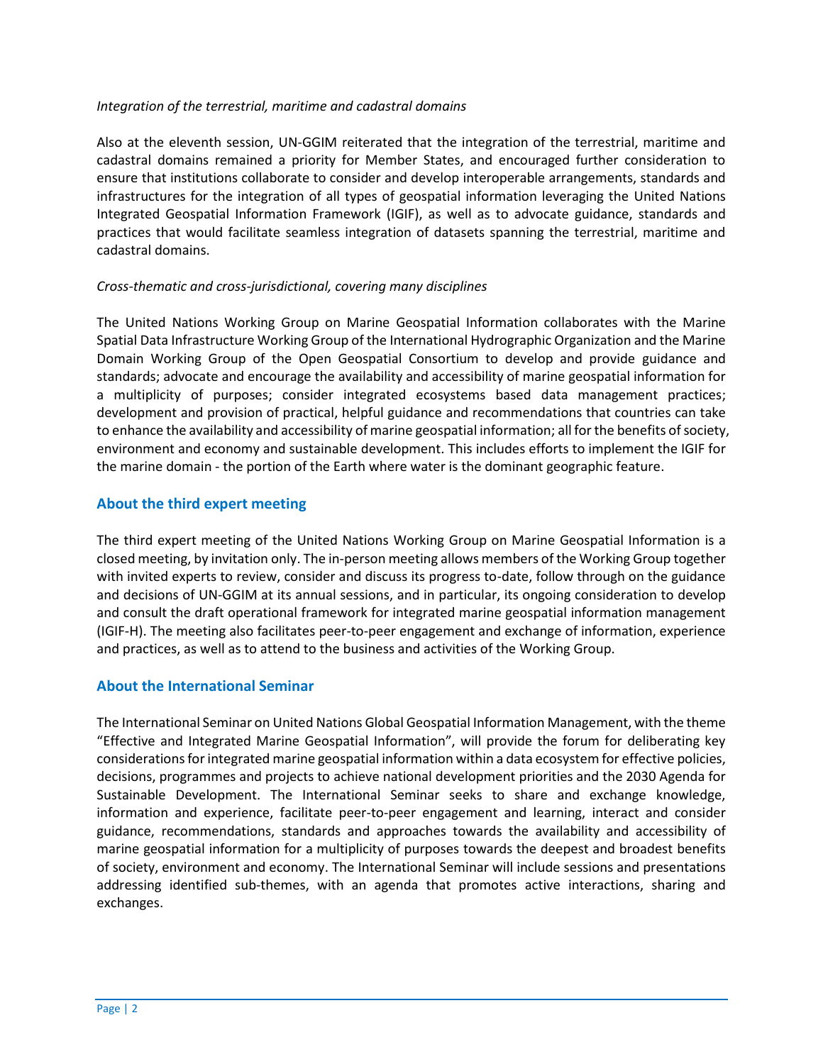*Integration of the terrestrial, maritime and cadastral domains*

Also at the eleventh session, UN-GGIM reiterated that the integration of the terrestrial, maritime and cadastral domains remained a priority for Member States, and encouraged further consideration to ensure that institutions collaborate to consider and develop interoperable arrangements, standards and infrastructures for the integration of all types of geospatial information leveraging the United Nations Integrated Geospatial Information Framework (IGIF), as well as to advocate guidance, standards and practices that would facilitate seamless integration of datasets spanning the terrestrial, maritime and cadastral domains.

*Cross-thematic and cross-jurisdictional, covering many disciplines*

The United Nations Working Group on Marine Geospatial Information collaborates with the Marine Spatial Data Infrastructure Working Group of the International Hydrographic Organization and the Marine Domain Working Group of the Open Geospatial Consortium to develop and provide guidance and standards; advocate and encourage the availability and accessibility of marine geospatial information for a multiplicity of purposes; consider integrated ecosystems based data management practices; development and provision of practical, helpful guidance and recommendations that countries can take to enhance the availability and accessibility of marine geospatial information; all for the benefits of society, environment and economy and sustainable development. This includes efforts to implement the IGIF for the marine domain - the portion of the Earth where water is the dominant geographic feature.

## About the third expert meeting

The third expert meeting of the United Nations Working Group on Marine Geospatial Information is a closed meeting, by invitation only. The in-person meeting allows members of the Working Group together with invited experts to review, consider and discuss its progress to-date, follow through on the guidance and decisions of UN-GGIM at its annual sessions, and in particular, its ongoing consideration to develop and consult the draft operational framework for integrated marine geospatial information management (IGIF-H). The meeting also facilitates peer-to-peer engagement and exchange of information, experience and practices, as well as to attend to the business and activities of the Working Group.

## About the International Seminar

The International Seminar on United Nations Global Geospatial Information Management, with the theme "Effective and Integrated Marine Geospatial Information", will provide the forum for deliberating key considerations for integrated marine geospatial information within a data ecosystem for effective policies, decisions, programmes and projects to achieve national development priorities and the 2030 Agenda for Sustainable Development. The International Seminar seeks to share and exchange knowledge, information and experience, facilitate peer-to-peer engagement and learning, interact and consider guidance, recommendations, standards and approaches towards the availability and accessibility of marine geospatial information for a multiplicity of purposes towards the deepest and broadest benefits of society, environment and economy. The International Seminar will include sessions and presentations addressing identified sub-themes, with an agenda that promotes active interactions, sharing and exchanges.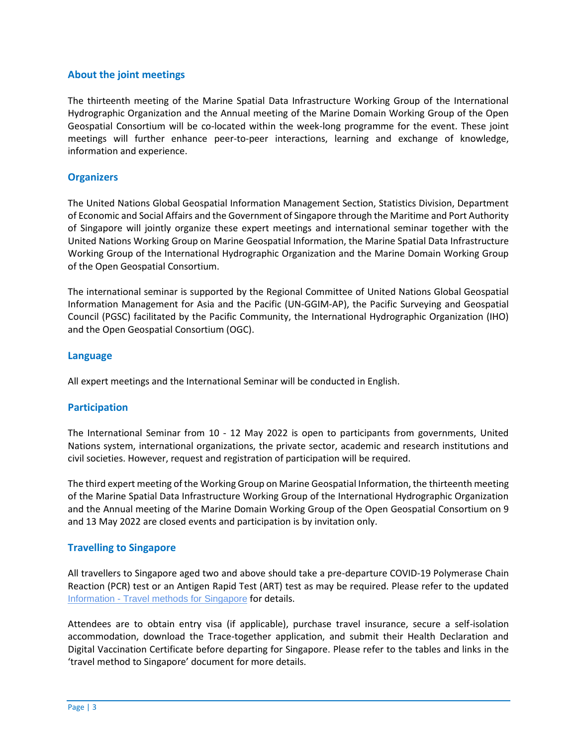## About the joint meetings

The thirteenth meeting of the Marine Spatial Data Infrastructure Working Group of the International Hydrographic Organization and the Annual meeting of the Marine Domain Working Group of the Open Geospatial Consortium will be co-located within the week-long programme for the event. These joint meetings will further enhance peer-to-peer interactions, learning and exchange of knowledge, information and experience.

## Organizers

The United Nations Global Geospatial Information Management Section, Statistics Division, Department of Economic and Social Affairs and the Government of Singapore through the Maritime and Port Authority of Singapore will jointly organize these expert meetings and international seminar together with the United Nations Working Group on Marine Geospatial Information, the Marine Spatial Data Infrastructure Working Group of the International Hydrographic Organization and the Marine Domain Working Group of the Open Geospatial Consortium.

The international seminar is supported by the Regional Committee of United Nations Global Geospatial Information Management for Asia and the Pacific (UN-GGIM-AP), the Pacific Surveying and Geospatial Council (PGSC) facilitated by the Pacific Community, the International Hydrographic Organization (IHO) and the Open Geospatial Consortium (OGC).

## Language

All expert meetings and the International Seminar will be conducted in English.

## Participation

The International Seminar from 10 - 12 May 2022 is open to participants from governments, United Nations system, international organizations, the private sector, academic and research institutions and civil societies. However, request and registration of participation will be required.

The third expert meeting of the Working Group on Marine Geospatial Information, the thirteenth meeting of the Marine Spatial Data Infrastructure Working Group of the International Hydrographic Organization and the Annual meeting of the Marine Domain Working Group of the Open Geospatial Consortium on 9 and 13 May 2022 are closed events and participation is by invitation only.

## Travelling to Singapore

All travellers to Singapore aged two and above should take a pre-departure COVID-19 Polymerase Chain Reaction (PCR) test or an Antigen Rapid Test (ART) test as may be required. Please refer to the updated Information - Travel methods for Singapore for details.

Attendees are to obtain entry visa (if applicable), purchase travel insurance, secure a self-isolation accommodation, download the Trace-together application, and submit their Health Declaration and Digital Vaccination Certificate before departing for Singapore. Please refer to the tables and links in the 'travel method to Singapore' document for more details.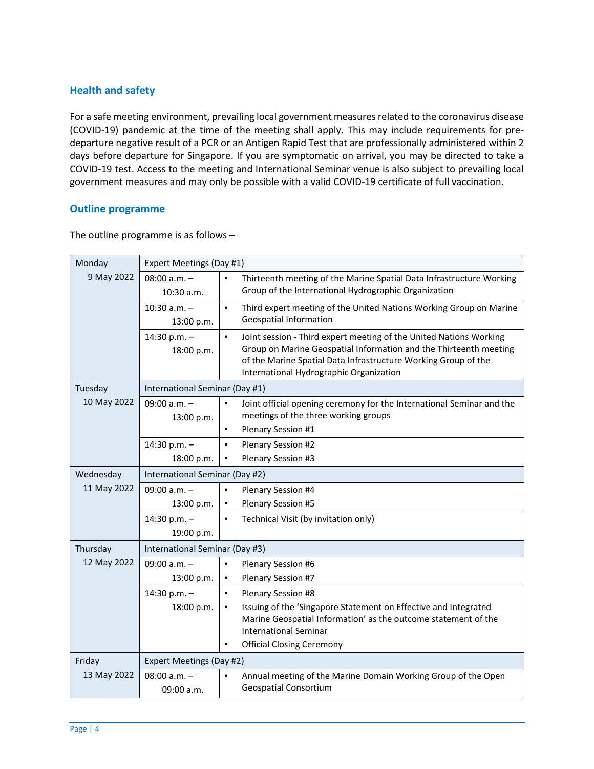## Health and safety

For a safe meeting environment, prevailing local government measures related to the coronavirus disease (COVID-19) pandemic at the time of the meeting shall apply. This may include requirements for pre-departure negative result of a PCR or an Antigen Rapid Test that are professionally administered within 2 days before departure for Singapore. If you are symptomatic on arrival, you may be directed to take a COVID-19 test. Access to the meeting and International Seminar venue is also subject to prevailing local government measures and may only be possible with a valid COVID-19 certificate of full vaccination.

## Outline programme

The outline programme is as follows –

| Day | Time | Event |
|---|---|---|
| Monday 9 May 2022 | Expert Meetings (Day #1) | |
| | 08:00 a.m. – 10:30 a.m. | ▪ Thirteenth meeting of the Marine Spatial Data Infrastructure Working Group of the International Hydrographic Organization |
| | 10:30 a.m. – 13:00 p.m. | ▪ Third expert meeting of the United Nations Working Group on Marine Geospatial Information |
| | 14:30 p.m. – 18:00 p.m. | ▪ Joint session - Third expert meeting of the United Nations Working Group on Marine Geospatial Information and the Thirteenth meeting of the Marine Spatial Data Infrastructure Working Group of the International Hydrographic Organization |
| Tuesday 10 May 2022 | International Seminar (Day #1) | |
| | 09:00 a.m. – 13:00 p.m. | ▪ Joint official opening ceremony for the International Seminar and the meetings of the three working groups<br>▪ Plenary Session #1 |
| | 14:30 p.m. – 18:00 p.m. | ▪ Plenary Session #2<br>▪ Plenary Session #3 |
| Wednesday 11 May 2022 | International Seminar (Day #2) | |
| | 09:00 a.m. – 13:00 p.m. | ▪ Plenary Session #4<br>▪ Plenary Session #5 |
| | 14:30 p.m. – 19:00 p.m. | ▪ Technical Visit (by invitation only) |
| Thursday 12 May 2022 | International Seminar (Day #3) | |
| | 09:00 a.m. – 13:00 p.m. | ▪ Plenary Session #6<br>▪ Plenary Session #7 |
| | 14:30 p.m. – 18:00 p.m. | ▪ Plenary Session #8<br>▪ Issuing of the 'Singapore Statement on Effective and Integrated Marine Geospatial Information' as the outcome statement of the International Seminar<br>▪ Official Closing Ceremony |
| Friday 13 May 2022 | Expert Meetings (Day #2) | |
| | 08:00 a.m. – 09:00 a.m. | ▪ Annual meeting of the Marine Domain Working Group of the Open Geospatial Consortium |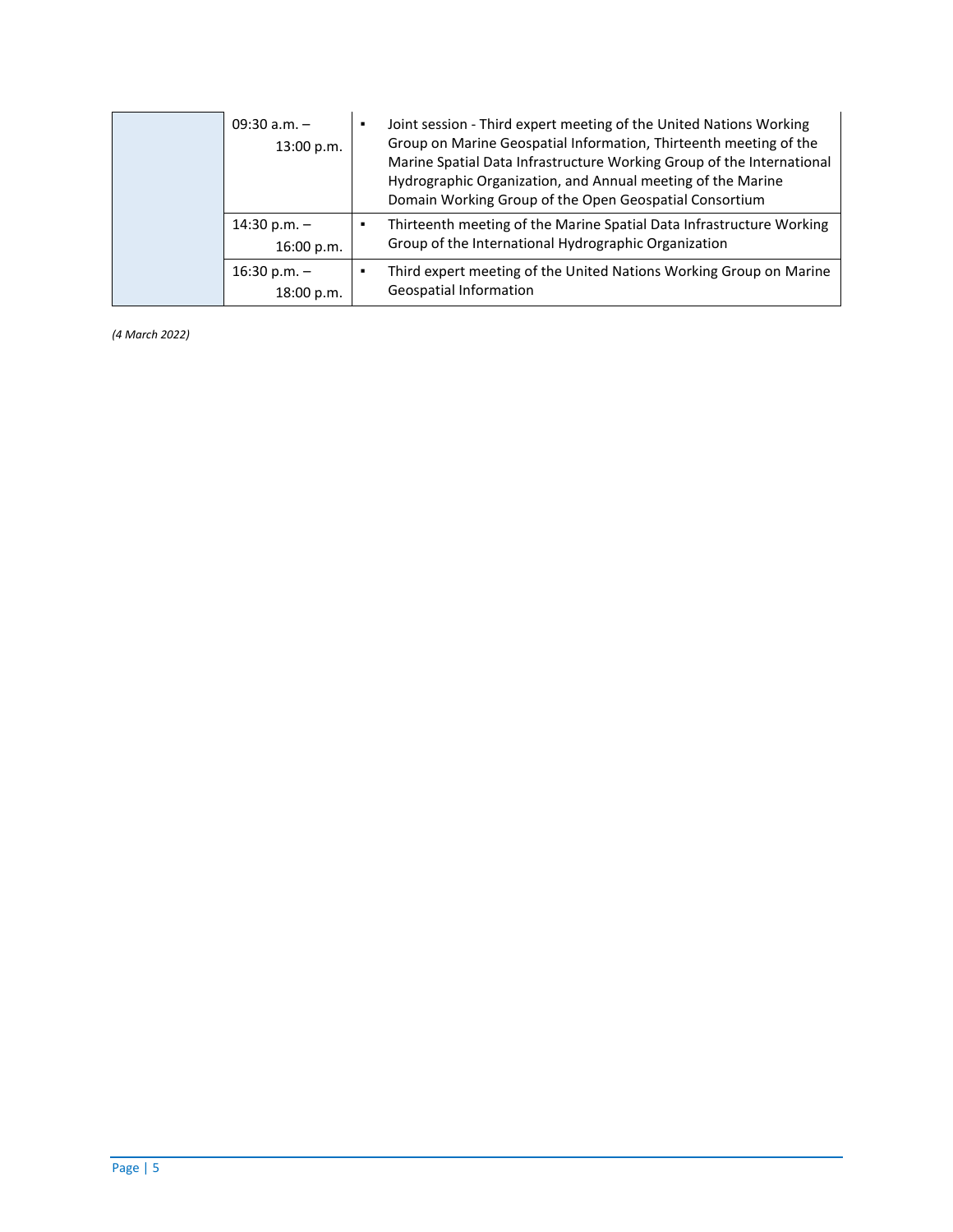| | | |
|---|---|---|
| | 09:30 a.m. – 13:00 p.m. | ▪ Joint session - Third expert meeting of the United Nations Working Group on Marine Geospatial Information, Thirteenth meeting of the Marine Spatial Data Infrastructure Working Group of the International Hydrographic Organization, and Annual meeting of the Marine Domain Working Group of the Open Geospatial Consortium |
| | 14:30 p.m. – 16:00 p.m. | ▪ Thirteenth meeting of the Marine Spatial Data Infrastructure Working Group of the International Hydrographic Organization |
| | 16:30 p.m. – 18:00 p.m. | ▪ Third expert meeting of the United Nations Working Group on Marine Geospatial Information |

*(4 March 2022)*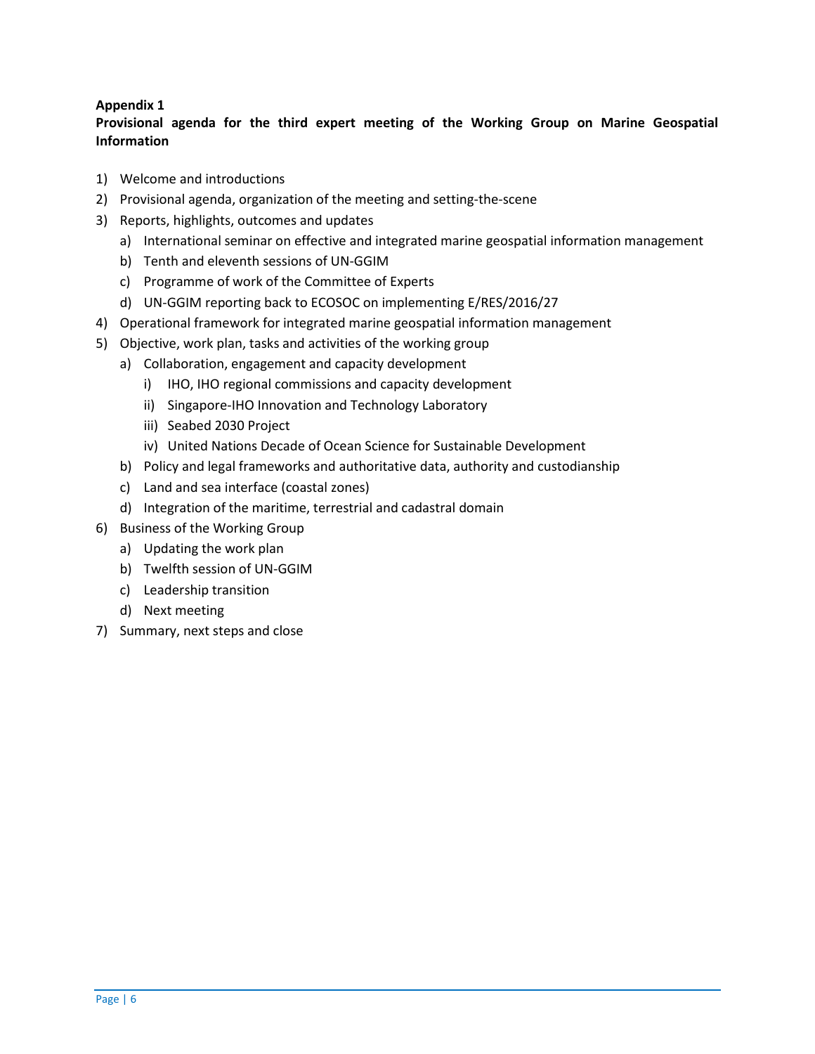**Appendix 1**

**Provisional agenda for the third expert meeting of the Working Group on Marine Geospatial Information**

1) Welcome and introductions
2) Provisional agenda, organization of the meeting and setting-the-scene
3) Reports, highlights, outcomes and updates
    a) International seminar on effective and integrated marine geospatial information management
    b) Tenth and eleventh sessions of UN-GGIM
    c) Programme of work of the Committee of Experts
    d) UN-GGIM reporting back to ECOSOC on implementing E/RES/2016/27
4) Operational framework for integrated marine geospatial information management
5) Objective, work plan, tasks and activities of the working group
    a) Collaboration, engagement and capacity development
        i) IHO, IHO regional commissions and capacity development
        ii) Singapore-IHO Innovation and Technology Laboratory
        iii) Seabed 2030 Project
        iv) United Nations Decade of Ocean Science for Sustainable Development
    b) Policy and legal frameworks and authoritative data, authority and custodianship
    c) Land and sea interface (coastal zones)
    d) Integration of the maritime, terrestrial and cadastral domain
6) Business of the Working Group
    a) Updating the work plan
    b) Twelfth session of UN-GGIM
    c) Leadership transition
    d) Next meeting
7) Summary, next steps and close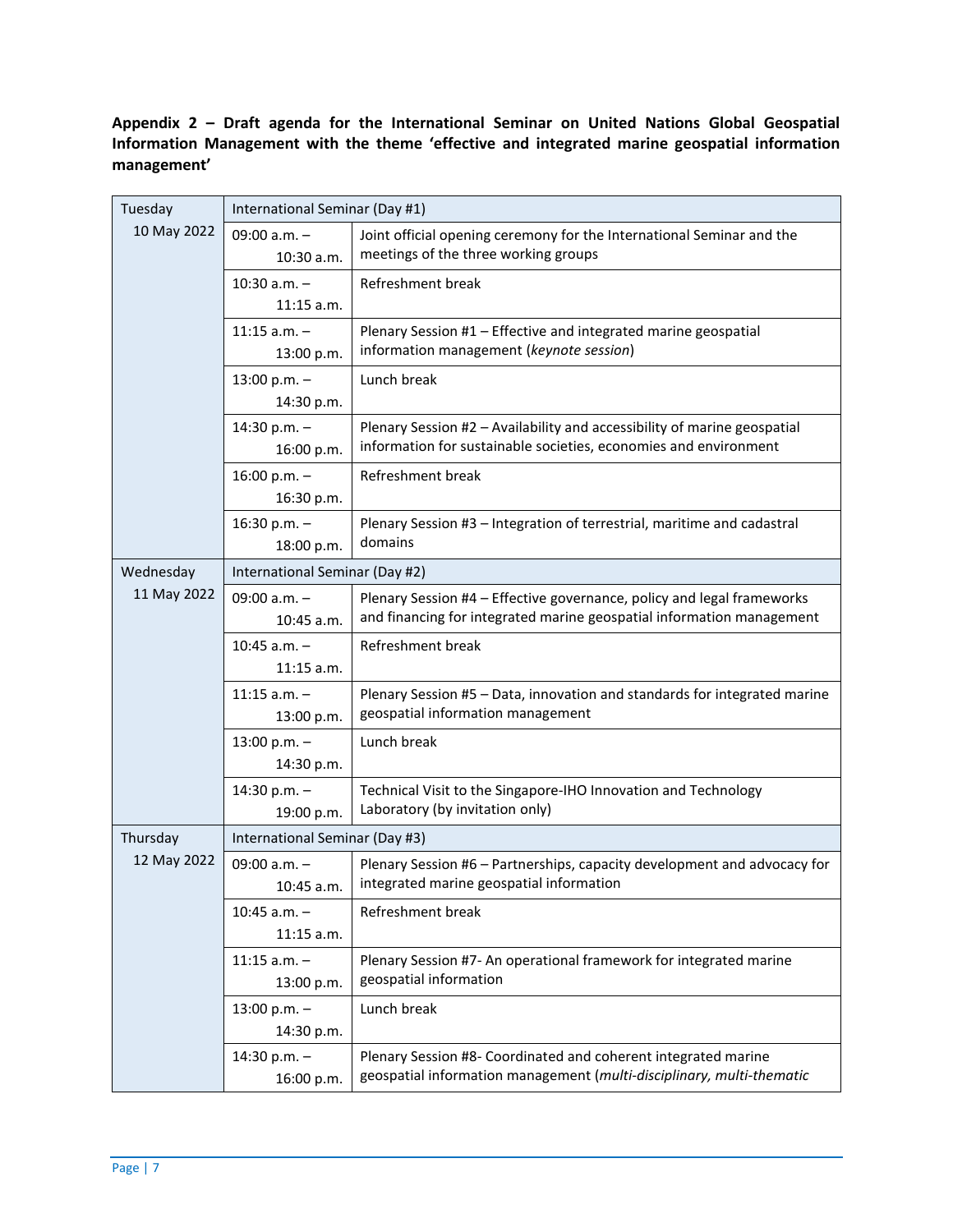**Appendix 2 – Draft agenda for the International Seminar on United Nations Global Geospatial Information Management with the theme 'effective and integrated marine geospatial information management'**

| | | |
|---|---|---|
| Tuesday 10 May 2022 | International Seminar (Day #1) | |
| | 09:00 a.m. – 10:30 a.m. | Joint official opening ceremony for the International Seminar and the meetings of the three working groups |
| | 10:30 a.m. – 11:15 a.m. | Refreshment break |
| | 11:15 a.m. – 13:00 p.m. | Plenary Session #1 – Effective and integrated marine geospatial information management (*keynote session*) |
| | 13:00 p.m. – 14:30 p.m. | Lunch break |
| | 14:30 p.m. – 16:00 p.m. | Plenary Session #2 – Availability and accessibility of marine geospatial information for sustainable societies, economies and environment |
| | 16:00 p.m. – 16:30 p.m. | Refreshment break |
| | 16:30 p.m. – 18:00 p.m. | Plenary Session #3 – Integration of terrestrial, maritime and cadastral domains |
| Wednesday 11 May 2022 | International Seminar (Day #2) | |
| | 09:00 a.m. – 10:45 a.m. | Plenary Session #4 – Effective governance, policy and legal frameworks and financing for integrated marine geospatial information management |
| | 10:45 a.m. – 11:15 a.m. | Refreshment break |
| | 11:15 a.m. – 13:00 p.m. | Plenary Session #5 – Data, innovation and standards for integrated marine geospatial information management |
| | 13:00 p.m. – 14:30 p.m. | Lunch break |
| | 14:30 p.m. – 19:00 p.m. | Technical Visit to the Singapore-IHO Innovation and Technology Laboratory (by invitation only) |
| Thursday 12 May 2022 | International Seminar (Day #3) | |
| | 09:00 a.m. – 10:45 a.m. | Plenary Session #6 – Partnerships, capacity development and advocacy for integrated marine geospatial information |
| | 10:45 a.m. – 11:15 a.m. | Refreshment break |
| | 11:15 a.m. – 13:00 p.m. | Plenary Session #7- An operational framework for integrated marine geospatial information |
| | 13:00 p.m. – 14:30 p.m. | Lunch break |
| | 14:30 p.m. – 16:00 p.m. | Plenary Session #8- Coordinated and coherent integrated marine geospatial information management (*multi-disciplinary, multi-thematic* |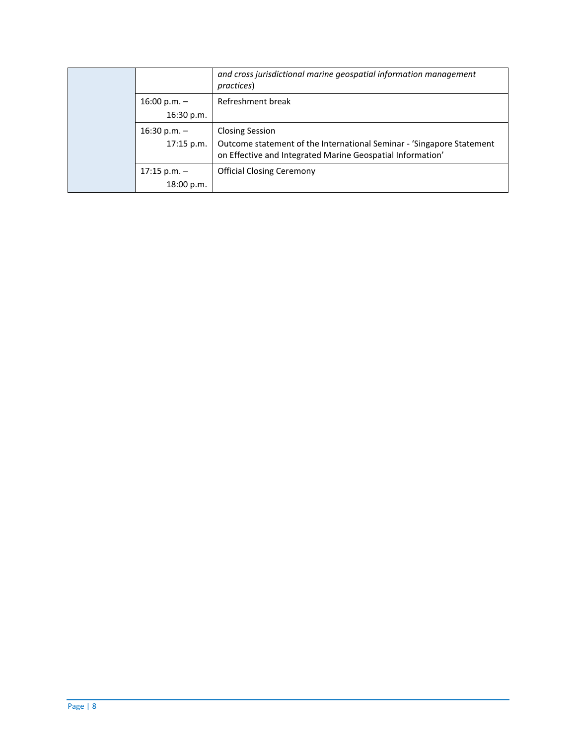| | | |
|---|---|---|
| | | *and cross jurisdictional marine geospatial information management practices*) |
| | 16:00 p.m. – 16:30 p.m. | Refreshment break |
| | 16:30 p.m. – 17:15 p.m. | Closing Session<br>Outcome statement of the International Seminar - 'Singapore Statement on Effective and Integrated Marine Geospatial Information' |
| | 17:15 p.m. – 18:00 p.m. | Official Closing Ceremony |